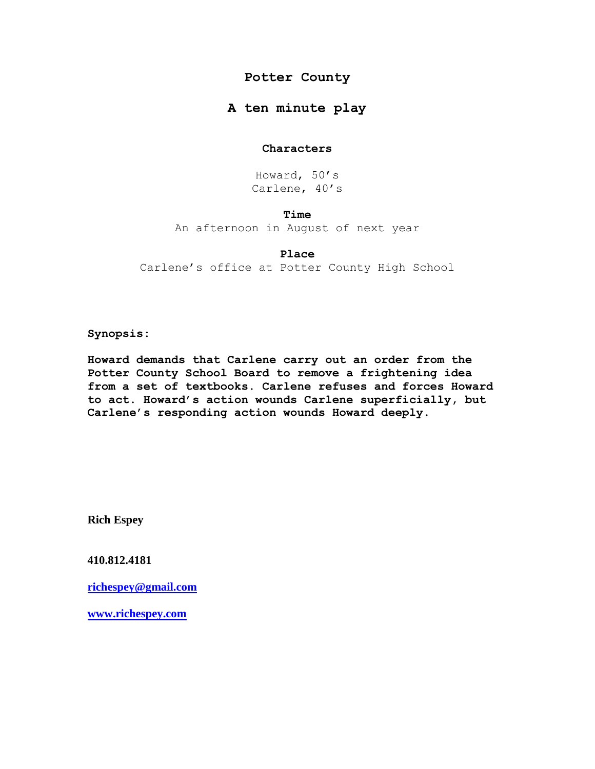# Potter County

## A ten minute play

### Characters

Howard, 50's
Carlene, 40's

### Time

An afternoon in August of next year

### Place

Carlene's office at Potter County High School

**Synopsis:**

**Howard demands that Carlene carry out an order from the Potter County School Board to remove a frightening idea from a set of textbooks. Carlene refuses and forces Howard to act. Howard's action wounds Carlene superficially, but Carlene's responding action wounds Howard deeply.**

**Rich Espey**

**410.812.4181**

**[richespey@gmail.com](mailto:richespey@gmail.com)**

**[www.richespey.com](http://www.richespey.com)**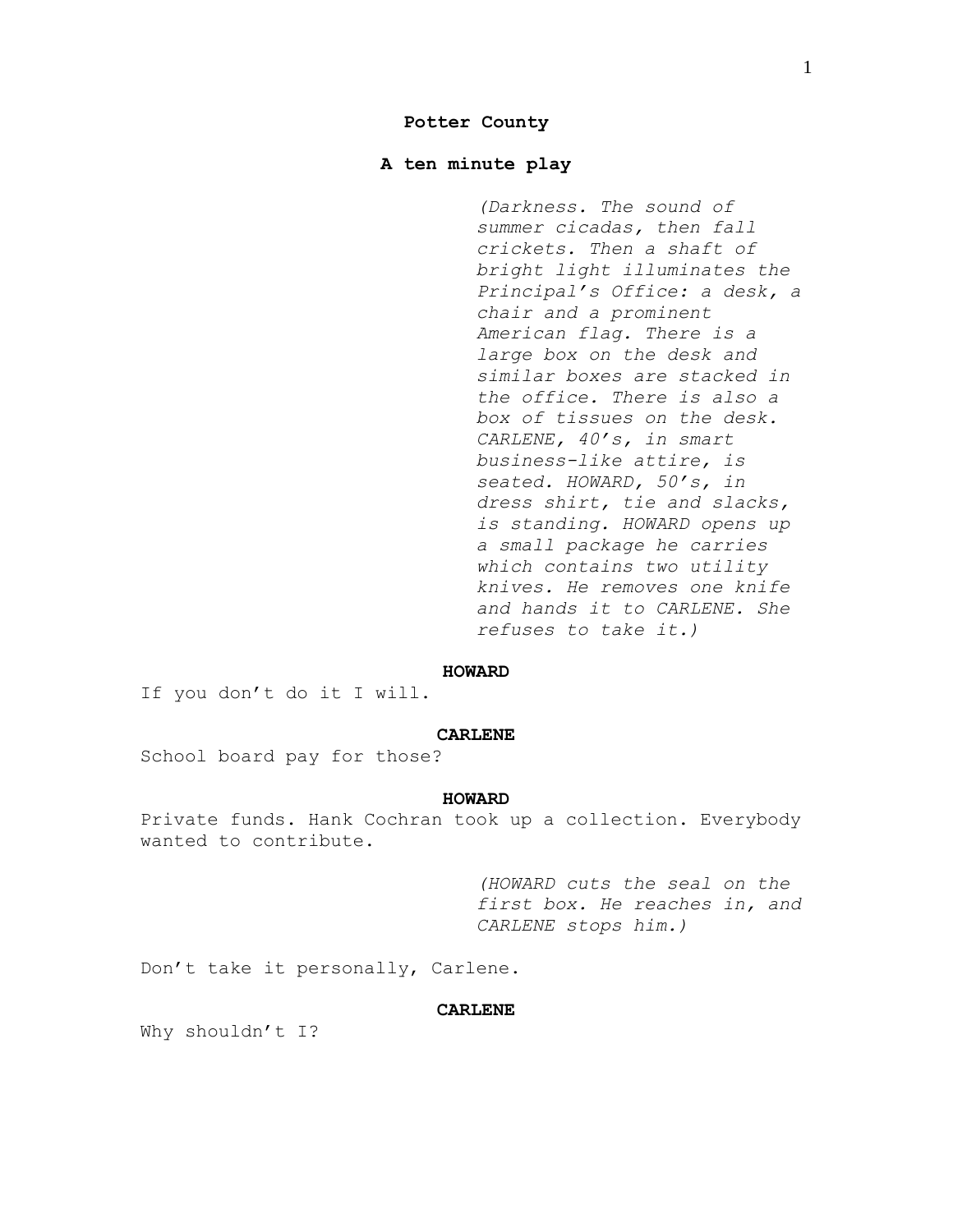**Potter County**

**A ten minute play**

*(Darkness. The sound of summer cicadas, then fall crickets. Then a shaft of bright light illuminates the Principal's Office: a desk, a chair and a prominent American flag. There is a large box on the desk and similar boxes are stacked in the office. There is also a box of tissues on the desk. CARLENE, 40's, in smart business-like attire, is seated. HOWARD, 50's, in dress shirt, tie and slacks, is standing. HOWARD opens up a small package he carries which contains two utility knives. He removes one knife and hands it to CARLENE. She refuses to take it.)*

**HOWARD**

If you don't do it I will.

**CARLENE**

School board pay for those?

**HOWARD**

Private funds. Hank Cochran took up a collection. Everybody wanted to contribute.

*(HOWARD cuts the seal on the first box. He reaches in, and CARLENE stops him.)*

Don't take it personally, Carlene.

**CARLENE**

Why shouldn't I?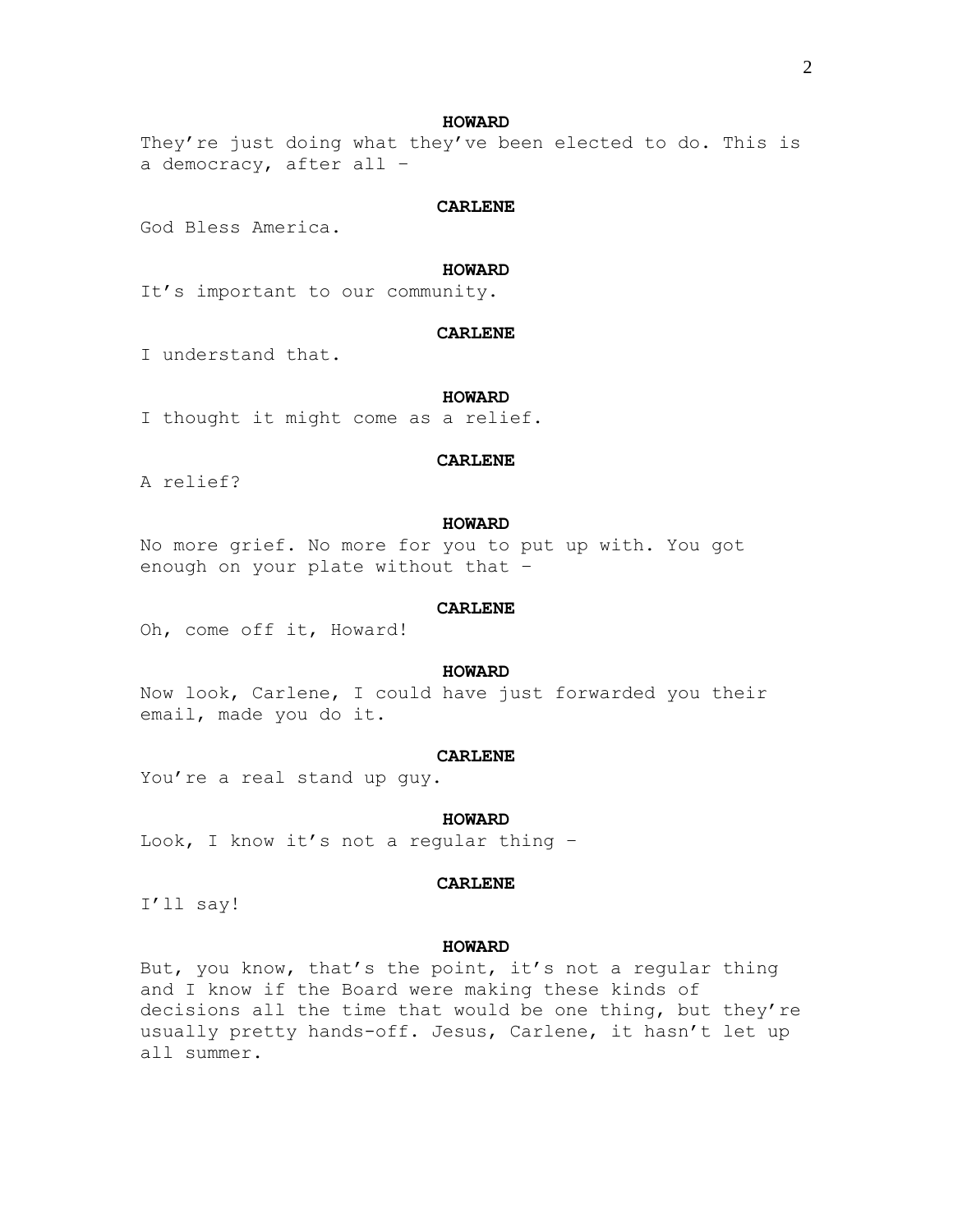**HOWARD**

They're just doing what they've been elected to do. This is a democracy, after all –

**CARLENE**

God Bless America.

**HOWARD**

It's important to our community.

**CARLENE**

I understand that.

**HOWARD**

I thought it might come as a relief.

**CARLENE**

A relief?

**HOWARD**

No more grief. No more for you to put up with. You got enough on your plate without that –

**CARLENE**

Oh, come off it, Howard!

**HOWARD**

Now look, Carlene, I could have just forwarded you their email, made you do it.

**CARLENE**

You're a real stand up guy.

**HOWARD**

Look, I know it's not a regular thing –

**CARLENE**

I'll say!

**HOWARD**

But, you know, that's the point, it's not a regular thing and I know if the Board were making these kinds of decisions all the time that would be one thing, but they're usually pretty hands-off. Jesus, Carlene, it hasn't let up all summer.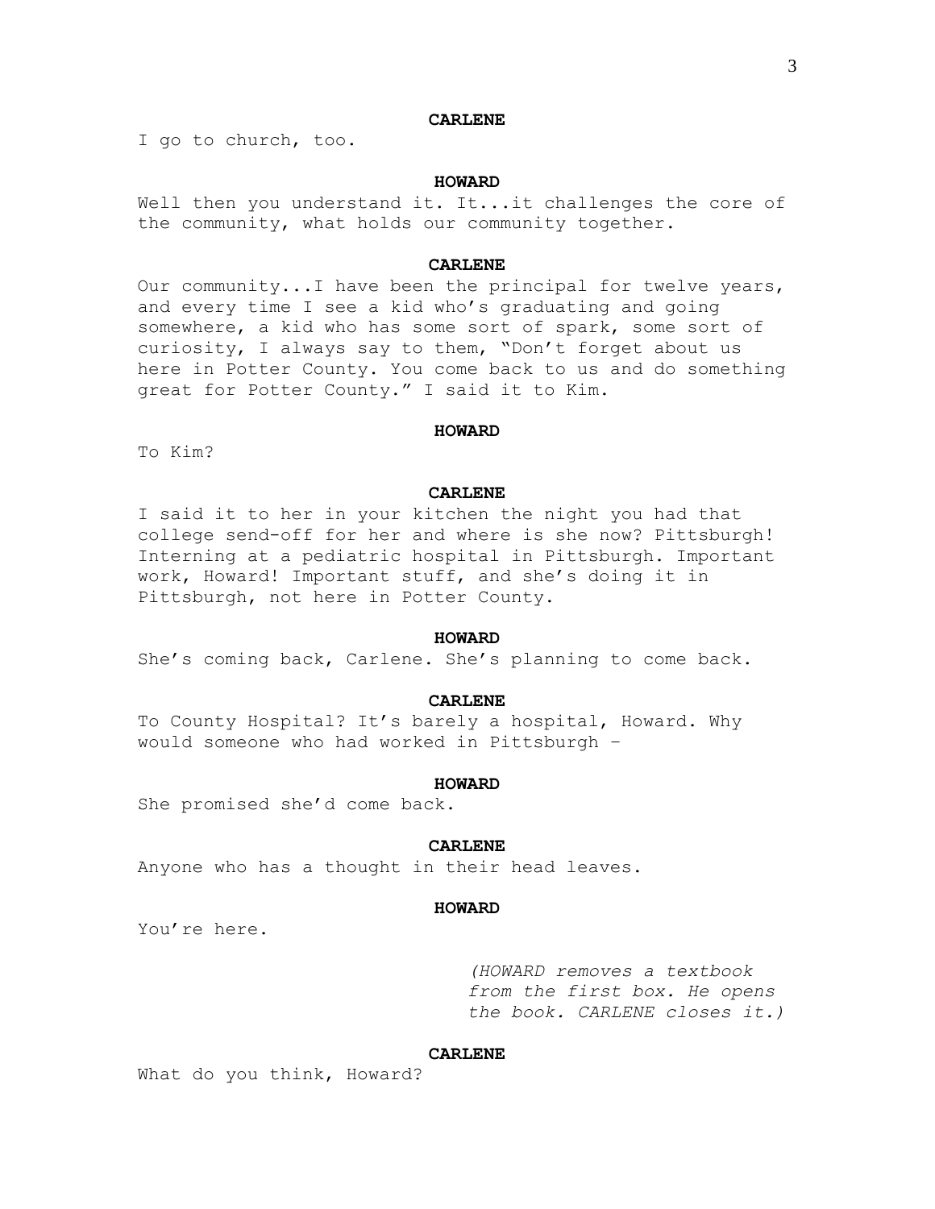**CARLENE**

I go to church, too.

**HOWARD**

Well then you understand it. It...it challenges the core of the community, what holds our community together.

**CARLENE**

Our community...I have been the principal for twelve years, and every time I see a kid who's graduating and going somewhere, a kid who has some sort of spark, some sort of curiosity, I always say to them, "Don't forget about us here in Potter County. You come back to us and do something great for Potter County." I said it to Kim.

**HOWARD**

To Kim?

**CARLENE**

I said it to her in your kitchen the night you had that college send-off for her and where is she now? Pittsburgh! Interning at a pediatric hospital in Pittsburgh. Important work, Howard! Important stuff, and she's doing it in Pittsburgh, not here in Potter County.

**HOWARD**

She's coming back, Carlene. She's planning to come back.

**CARLENE**

To County Hospital? It's barely a hospital, Howard. Why would someone who had worked in Pittsburgh –

**HOWARD**

She promised she'd come back.

**CARLENE**

Anyone who has a thought in their head leaves.

**HOWARD**

You're here.

*(HOWARD removes a textbook from the first box. He opens the book. CARLENE closes it.)*

**CARLENE**

What do you think, Howard?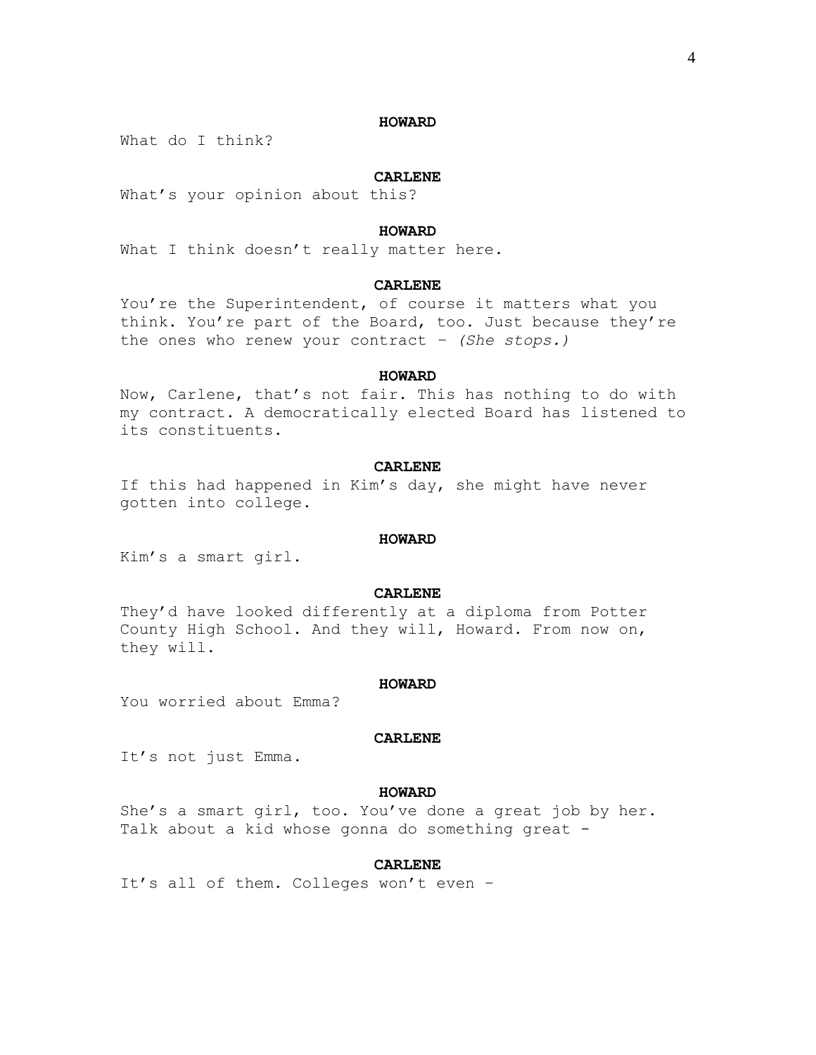**HOWARD**

What do I think?

**CARLENE**

What's your opinion about this?

**HOWARD**

What I think doesn't really matter here.

**CARLENE**

You're the Superintendent, of course it matters what you think. You're part of the Board, too. Just because they're the ones who renew your contract – *(She stops.)*

**HOWARD**

Now, Carlene, that's not fair. This has nothing to do with my contract. A democratically elected Board has listened to its constituents.

**CARLENE**

If this had happened in Kim's day, she might have never gotten into college.

**HOWARD**

Kim's a smart girl.

**CARLENE**

They'd have looked differently at a diploma from Potter County High School. And they will, Howard. From now on, they will.

**HOWARD**

You worried about Emma?

**CARLENE**

It's not just Emma.

**HOWARD**

She's a smart girl, too. You've done a great job by her. Talk about a kid whose gonna do something great -

**CARLENE**

It's all of them. Colleges won't even –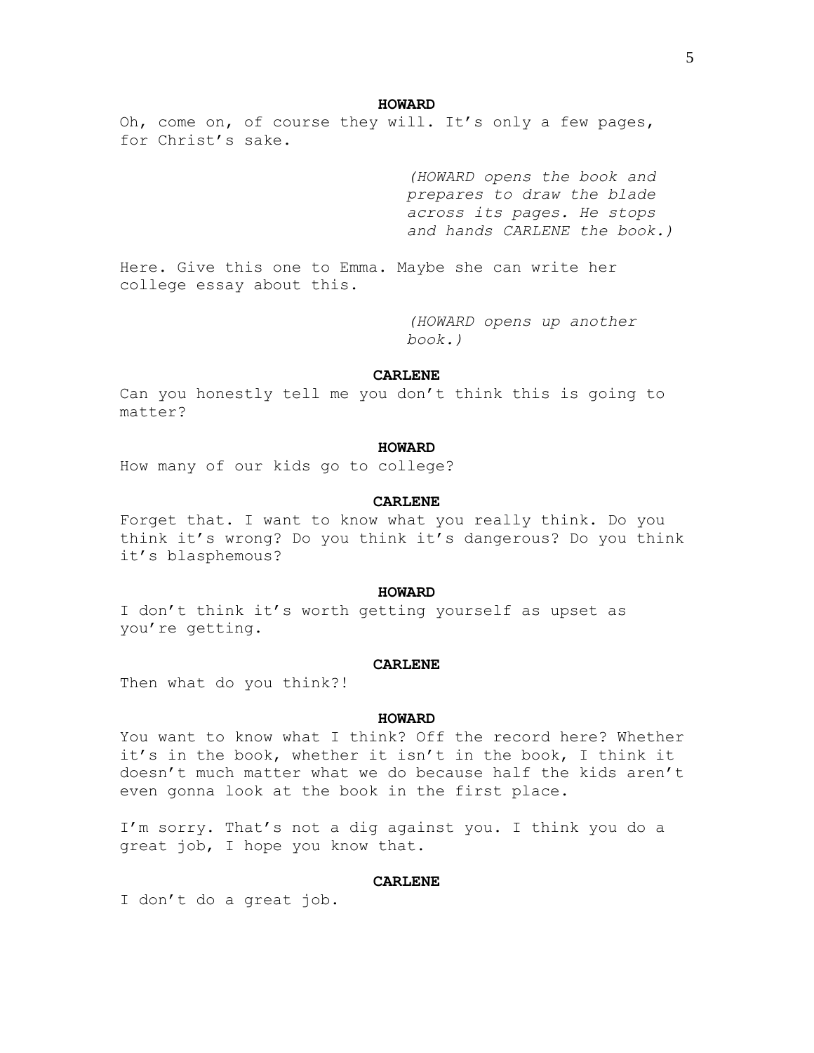**HOWARD**

Oh, come on, of course they will. It's only a few pages, for Christ's sake.

*(HOWARD opens the book and prepares to draw the blade across its pages. He stops and hands CARLENE the book.)*

Here. Give this one to Emma. Maybe she can write her college essay about this.

*(HOWARD opens up another book.)*

**CARLENE**

Can you honestly tell me you don't think this is going to matter?

**HOWARD**

How many of our kids go to college?

**CARLENE**

Forget that. I want to know what you really think. Do you think it's wrong? Do you think it's dangerous? Do you think it's blasphemous?

**HOWARD**

I don't think it's worth getting yourself as upset as you're getting.

**CARLENE**

Then what do you think?!

**HOWARD**

You want to know what I think? Off the record here? Whether it's in the book, whether it isn't in the book, I think it doesn't much matter what we do because half the kids aren't even gonna look at the book in the first place.

I'm sorry. That's not a dig against you. I think you do a great job, I hope you know that.

**CARLENE**

I don't do a great job.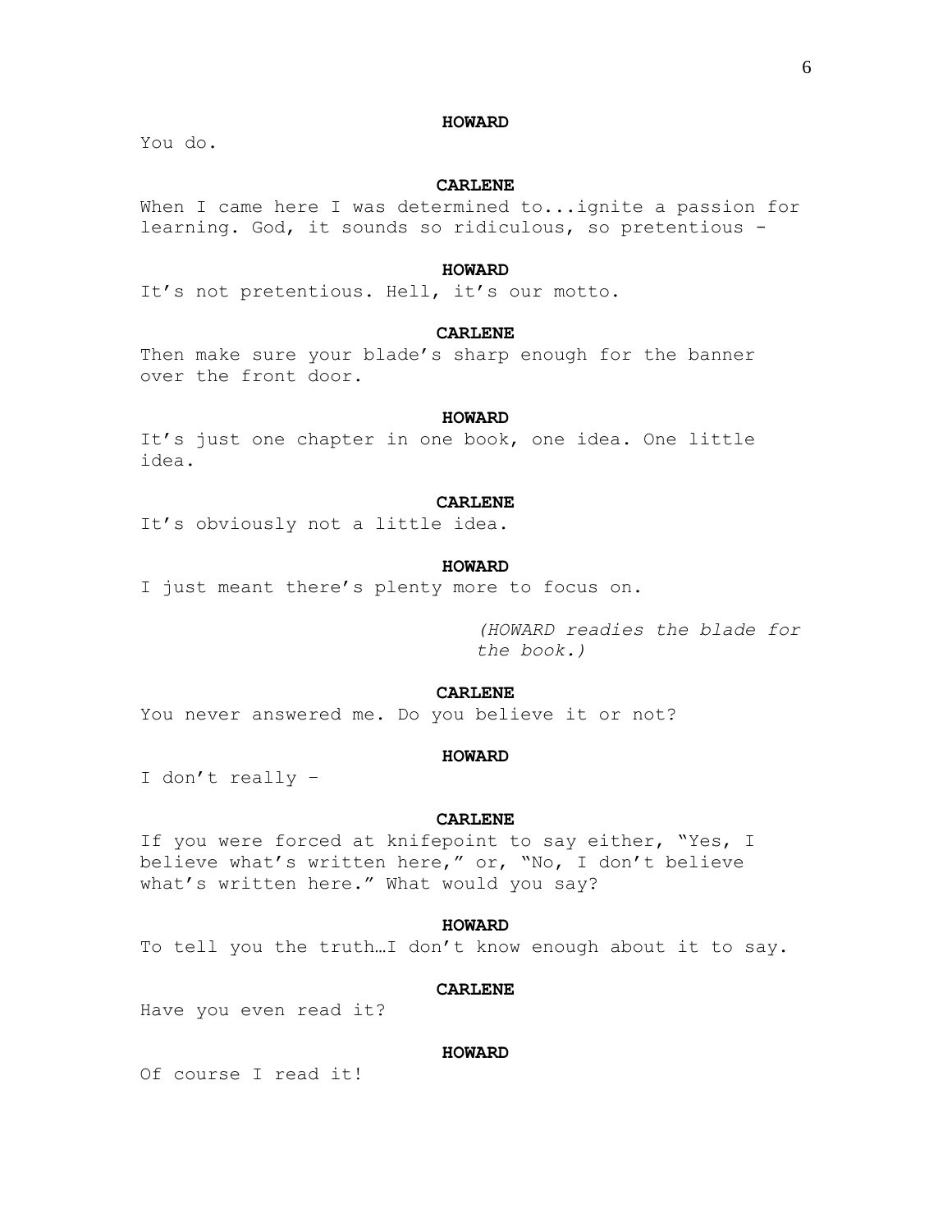**HOWARD**

You do.

**CARLENE**

When I came here I was determined to...ignite a passion for learning. God, it sounds so ridiculous, so pretentious -

**HOWARD**

It's not pretentious. Hell, it's our motto.

**CARLENE**

Then make sure your blade's sharp enough for the banner over the front door.

**HOWARD**

It's just one chapter in one book, one idea. One little idea.

**CARLENE**

It's obviously not a little idea.

**HOWARD**

I just meant there's plenty more to focus on.

*(HOWARD readies the blade for the book.)*

**CARLENE**

You never answered me. Do you believe it or not?

**HOWARD**

I don't really –

**CARLENE**

If you were forced at knifepoint to say either, "Yes, I believe what's written here," or, "No, I don't believe what's written here." What would you say?

**HOWARD**

To tell you the truth…I don't know enough about it to say.

**CARLENE**

Have you even read it?

**HOWARD**

Of course I read it!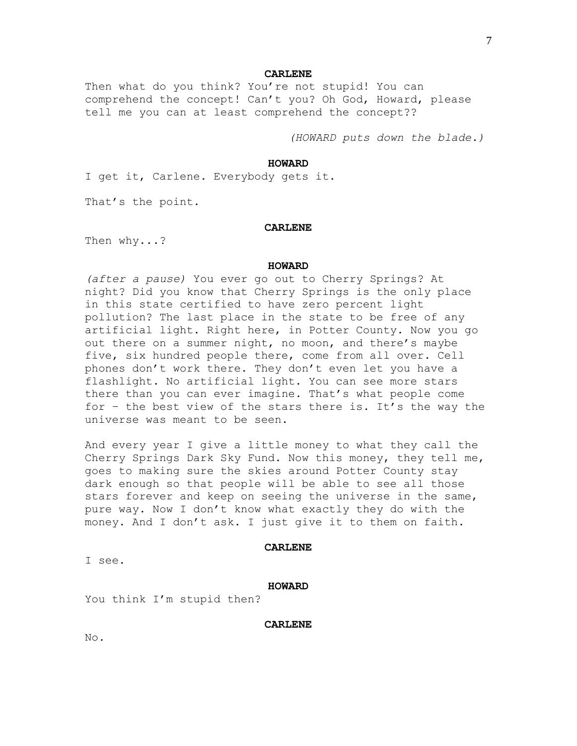**CARLENE**

Then what do you think? You're not stupid! You can comprehend the concept! Can't you? Oh God, Howard, please tell me you can at least comprehend the concept??

*(HOWARD puts down the blade.)*

**HOWARD**

I get it, Carlene. Everybody gets it.

That's the point.

**CARLENE**

Then why...?

**HOWARD**

*(after a pause)* You ever go out to Cherry Springs? At night? Did you know that Cherry Springs is the only place in this state certified to have zero percent light pollution? The last place in the state to be free of any artificial light. Right here, in Potter County. Now you go out there on a summer night, no moon, and there's maybe five, six hundred people there, come from all over. Cell phones don't work there. They don't even let you have a flashlight. No artificial light. You can see more stars there than you can ever imagine. That's what people come for – the best view of the stars there is. It's the way the universe was meant to be seen.

And every year I give a little money to what they call the Cherry Springs Dark Sky Fund. Now this money, they tell me, goes to making sure the skies around Potter County stay dark enough so that people will be able to see all those stars forever and keep on seeing the universe in the same, pure way. Now I don't know what exactly they do with the money. And I don't ask. I just give it to them on faith.

**CARLENE**

I see.

**HOWARD**

You think I'm stupid then?

**CARLENE**

No.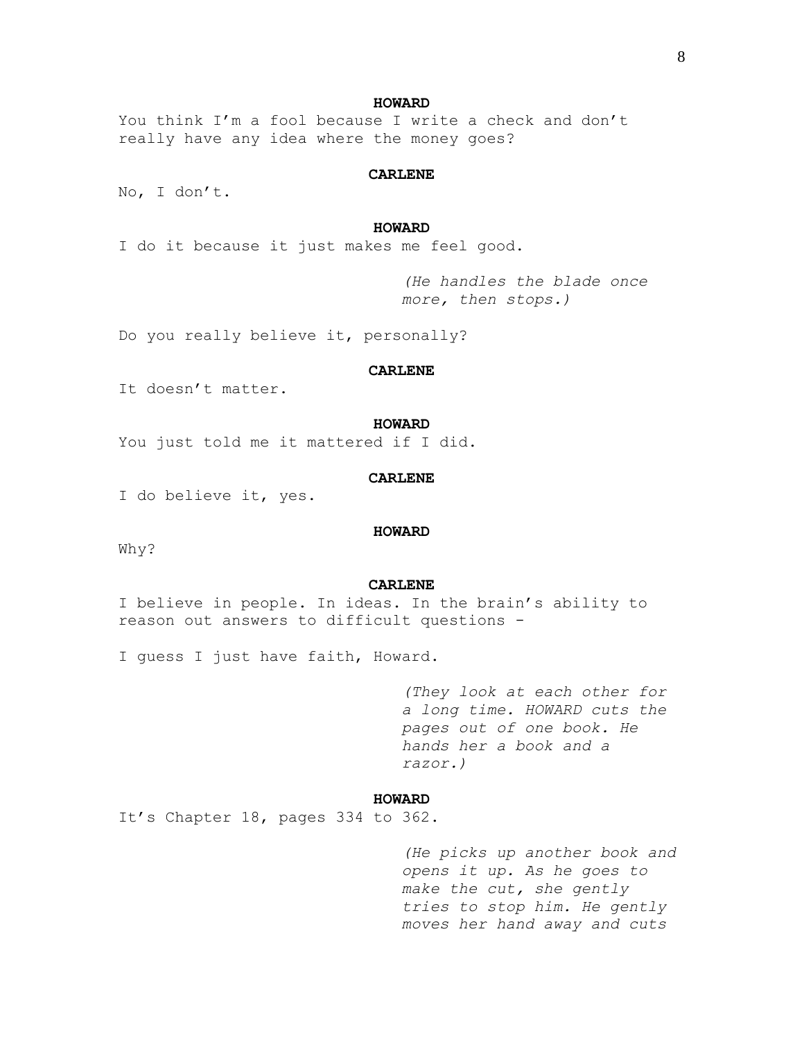**HOWARD**

You think I'm a fool because I write a check and don't really have any idea where the money goes?

**CARLENE**

No, I don't.

**HOWARD**

I do it because it just makes me feel good.

*(He handles the blade once more, then stops.)*

Do you really believe it, personally?

**CARLENE**

It doesn't matter.

**HOWARD**

You just told me it mattered if I did.

**CARLENE**

I do believe it, yes.

**HOWARD**

Why?

**CARLENE**

I believe in people. In ideas. In the brain's ability to reason out answers to difficult questions -

I guess I just have faith, Howard.

*(They look at each other for a long time. HOWARD cuts the pages out of one book. He hands her a book and a razor.)*

**HOWARD**

It's Chapter 18, pages 334 to 362.

*(He picks up another book and opens it up. As he goes to make the cut, she gently tries to stop him. He gently moves her hand away and cuts*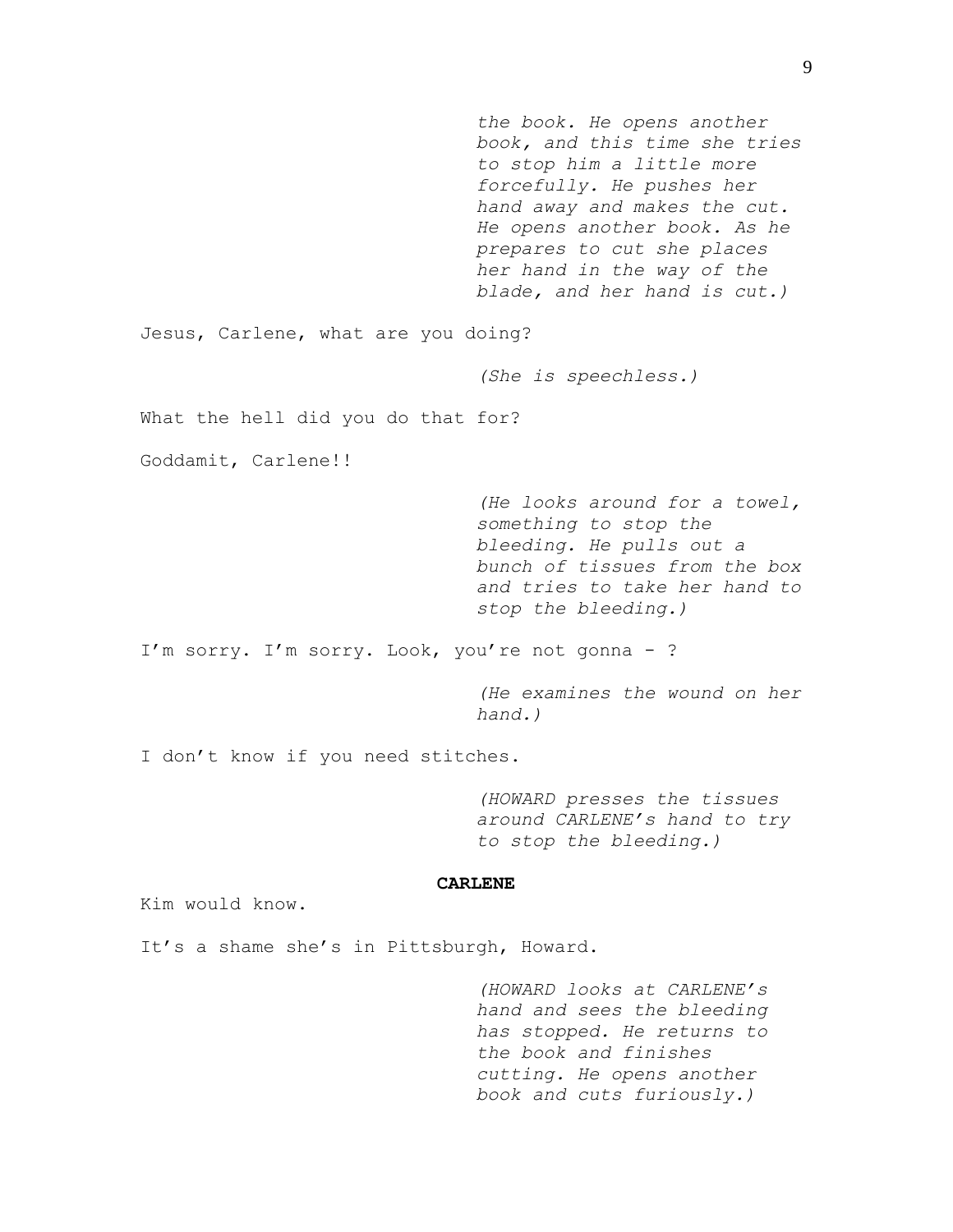*the book. He opens another book, and this time she tries to stop him a little more forcefully. He pushes her hand away and makes the cut. He opens another book. As he prepares to cut she places her hand in the way of the blade, and her hand is cut.)*

Jesus, Carlene, what are you doing?

*(She is speechless.)*

What the hell did you do that for?

Goddamit, Carlene!!

*(He looks around for a towel, something to stop the bleeding. He pulls out a bunch of tissues from the box and tries to take her hand to stop the bleeding.)*

I'm sorry. I'm sorry. Look, you're not gonna - ?

*(He examines the wound on her hand.)*

I don't know if you need stitches.

*(HOWARD presses the tissues around CARLENE's hand to try to stop the bleeding.)*

**CARLENE**

Kim would know.

It's a shame she's in Pittsburgh, Howard.

*(HOWARD looks at CARLENE's hand and sees the bleeding has stopped. He returns to the book and finishes cutting. He opens another book and cuts furiously.)*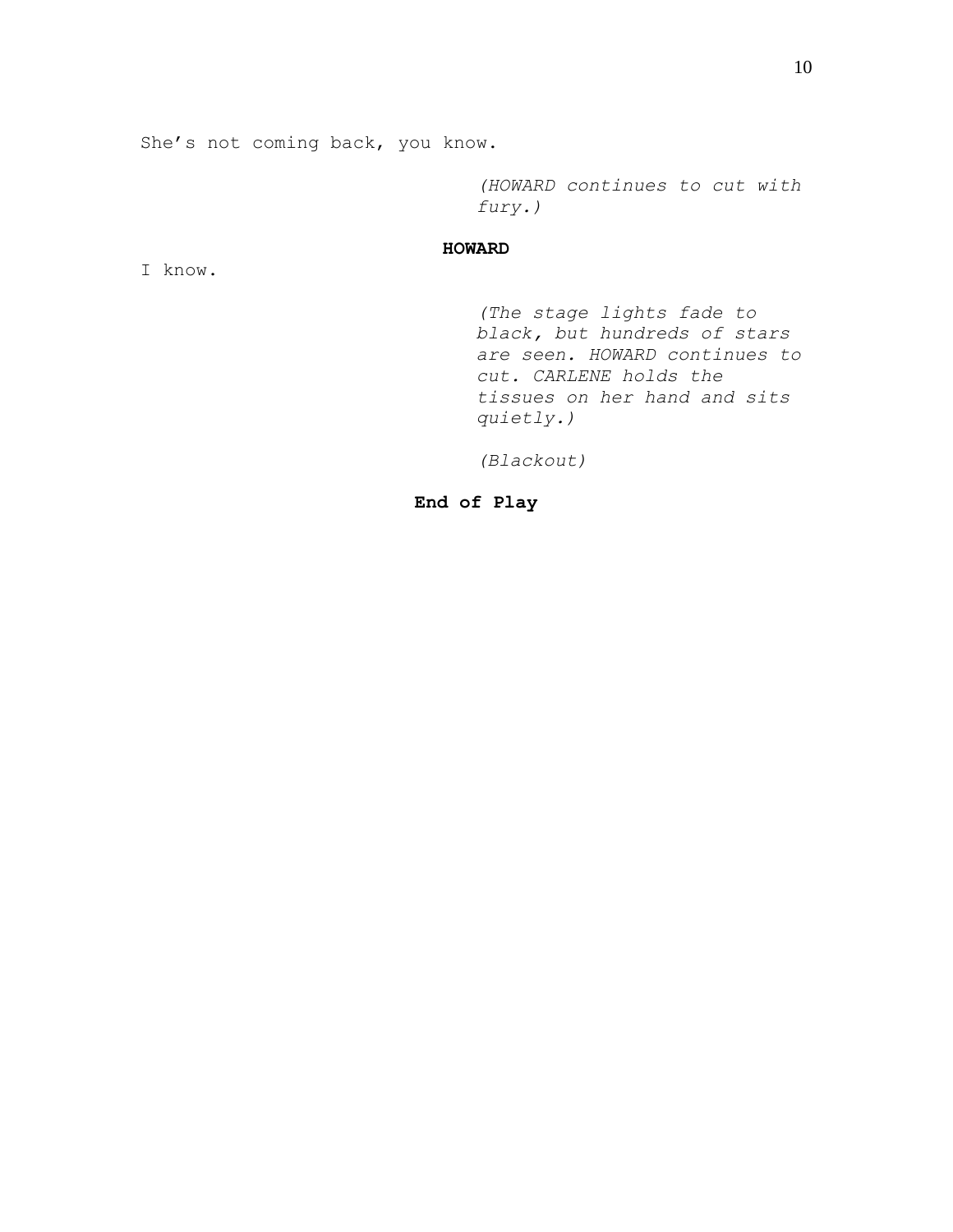She's not coming back, you know.

*(HOWARD continues to cut with fury.)*

**HOWARD**

I know.

*(The stage lights fade to black, but hundreds of stars are seen. HOWARD continues to cut. CARLENE holds the tissues on her hand and sits quietly.)*

*(Blackout)*

**End of Play**